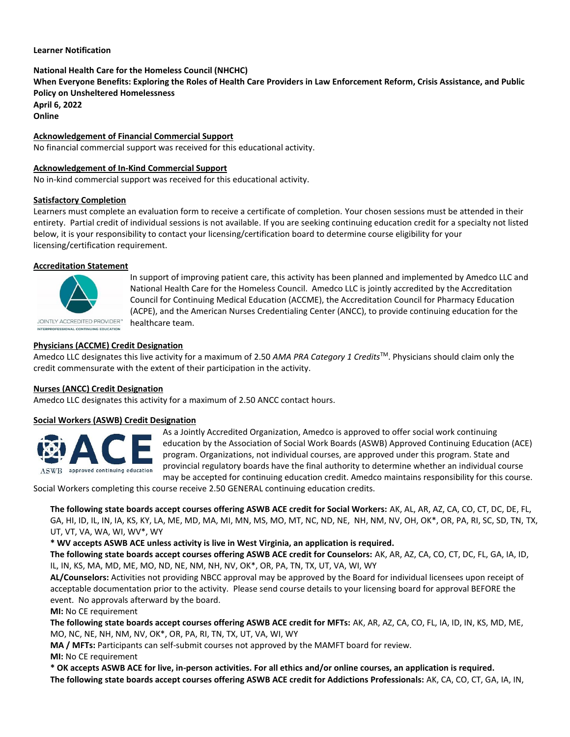**Learner Notification**

**National Health Care for the Homeless Council (NHCHC)**
**When Everyone Benefits: Exploring the Roles of Health Care Providers in Law Enforcement Reform, Crisis Assistance, and Public Policy on Unsheltered Homelessness**
**April 6, 2022**
**Online**

**Acknowledgement of Financial Commercial Support**
No financial commercial support was received for this educational activity.

**Acknowledgement of In-Kind Commercial Support**
No in-kind commercial support was received for this educational activity.

**Satisfactory Completion**
Learners must complete an evaluation form to receive a certificate of completion. Your chosen sessions must be attended in their entirety. Partial credit of individual sessions is not available. If you are seeking continuing education credit for a specialty not listed below, it is your responsibility to contact your licensing/certification board to determine course eligibility for your licensing/certification requirement.

**Accreditation Statement**
In support of improving patient care, this activity has been planned and implemented by Amedco LLC and National Health Care for the Homeless Council. Amedco LLC is jointly accredited by the Accreditation Council for Continuing Medical Education (ACCME), the Accreditation Council for Pharmacy Education (ACPE), and the American Nurses Credentialing Center (ANCC), to provide continuing education for the healthcare team.

**Physicians (ACCME) Credit Designation**
Amedco LLC designates this live activity for a maximum of 2.50 *AMA PRA Category 1 Credits*™. Physicians should claim only the credit commensurate with the extent of their participation in the activity.

**Nurses (ANCC) Credit Designation**
Amedco LLC designates this activity for a maximum of 2.50 ANCC contact hours.

**Social Workers (ASWB) Credit Designation**
As a Jointly Accredited Organization, Amedco is approved to offer social work continuing education by the Association of Social Work Boards (ASWB) Approved Continuing Education (ACE) program. Organizations, not individual courses, are approved under this program. State and provincial regulatory boards have the final authority to determine whether an individual course may be accepted for continuing education credit. Amedco maintains responsibility for this course. Social Workers completing this course receive 2.50 GENERAL continuing education credits.

**The following state boards accept courses offering ASWB ACE credit for Social Workers:** AK, AL, AR, AZ, CA, CO, CT, DC, DE, FL, GA, HI, ID, IL, IN, IA, KS, KY, LA, ME, MD, MA, MI, MN, MS, MO, MT, NC, ND, NE, NH, NM, NV, OH, OK*, OR, PA, RI, SC, SD, TN, TX, UT, VT, VA, WA, WI, WV*, WY

**\* WV accepts ASWB ACE unless activity is live in West Virginia, an application is required.**

**The following state boards accept courses offering ASWB ACE credit for Counselors:** AK, AR, AZ, CA, CO, CT, DC, FL, GA, IA, ID, IL, IN, KS, MA, MD, ME, MO, ND, NE, NM, NH, NV, OK*, OR, PA, TN, TX, UT, VA, WI, WY

**AL/Counselors:** Activities not providing NBCC approval may be approved by the Board for individual licensees upon receipt of acceptable documentation prior to the activity. Please send course details to your licensing board for approval BEFORE the event. No approvals afterward by the board.

**MI:** No CE requirement

**The following state boards accept courses offering ASWB ACE credit for MFTs:** AK, AR, AZ, CA, CO, FL, IA, ID, IN, KS, MD, ME, MO, NC, NE, NH, NM, NV, OK*, OR, PA, RI, TN, TX, UT, VA, WI, WY

**MA / MFTs:** Participants can self-submit courses not approved by the MAMFT board for review.

**MI:** No CE requirement

**\* OK accepts ASWB ACE for live, in-person activities. For all ethics and/or online courses, an application is required.**

**The following state boards accept courses offering ASWB ACE credit for Addictions Professionals:** AK, CA, CO, CT, GA, IA, IN,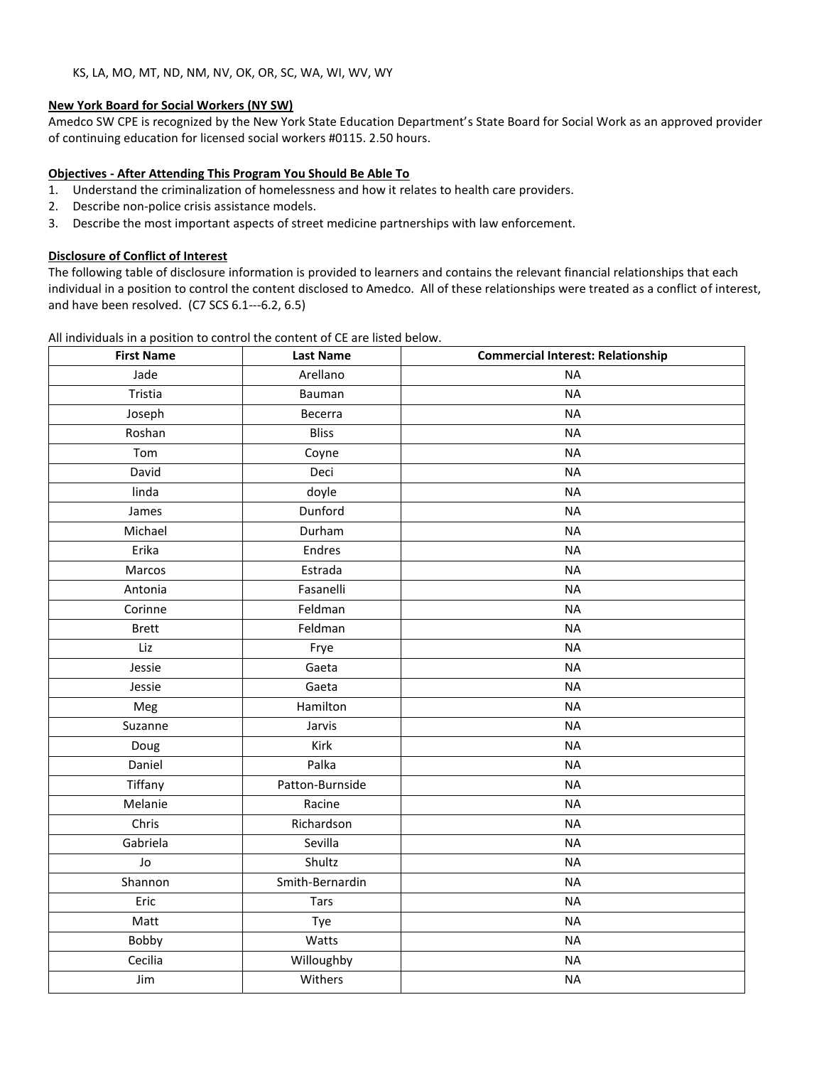KS, LA, MO, MT, ND, NM, NV, OK, OR, SC, WA, WI, WV, WY

**New York Board for Social Workers (NY SW)**

Amedco SW CPE is recognized by the New York State Education Department's State Board for Social Work as an approved provider of continuing education for licensed social workers #0115. 2.50 hours.

**Objectives - After Attending This Program You Should Be Able To**

1. Understand the criminalization of homelessness and how it relates to health care providers.
2. Describe non-police crisis assistance models.
3. Describe the most important aspects of street medicine partnerships with law enforcement.

**Disclosure of Conflict of Interest**

The following table of disclosure information is provided to learners and contains the relevant financial relationships that each individual in a position to control the content disclosed to Amedco. All of these relationships were treated as a conflict of interest, and have been resolved. (C7 SCS 6.1---6.2, 6.5)

All individuals in a position to control the content of CE are listed below.

| First Name | Last Name | Commercial Interest: Relationship |
|---|---|---|
| Jade | Arellano | NA |
| Tristia | Bauman | NA |
| Joseph | Becerra | NA |
| Roshan | Bliss | NA |
| Tom | Coyne | NA |
| David | Deci | NA |
| linda | doyle | NA |
| James | Dunford | NA |
| Michael | Durham | NA |
| Erika | Endres | NA |
| Marcos | Estrada | NA |
| Antonia | Fasanelli | NA |
| Corinne | Feldman | NA |
| Brett | Feldman | NA |
| Liz | Frye | NA |
| Jessie | Gaeta | NA |
| Jessie | Gaeta | NA |
| Meg | Hamilton | NA |
| Suzanne | Jarvis | NA |
| Doug | Kirk | NA |
| Daniel | Palka | NA |
| Tiffany | Patton-Burnside | NA |
| Melanie | Racine | NA |
| Chris | Richardson | NA |
| Gabriela | Sevilla | NA |
| Jo | Shultz | NA |
| Shannon | Smith-Bernardin | NA |
| Eric | Tars | NA |
| Matt | Tye | NA |
| Bobby | Watts | NA |
| Cecilia | Willoughby | NA |
| Jim | Withers | NA |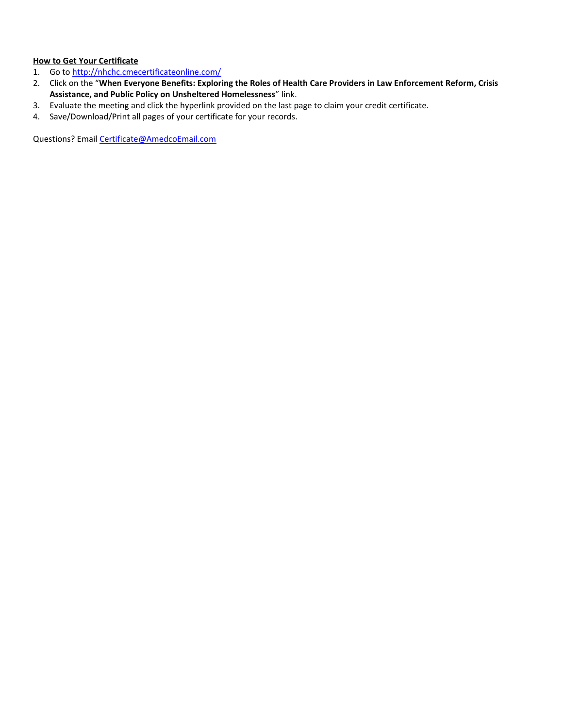**How to Get Your Certificate**

1. Go to http://nhchc.cmecertificateonline.com/
2. Click on the "**When Everyone Benefits: Exploring the Roles of Health Care Providers in Law Enforcement Reform, Crisis Assistance, and Public Policy on Unsheltered Homelessness**" link.
3. Evaluate the meeting and click the hyperlink provided on the last page to claim your credit certificate.
4. Save/Download/Print all pages of your certificate for your records.

Questions? Email Certificate@AmedcoEmail.com